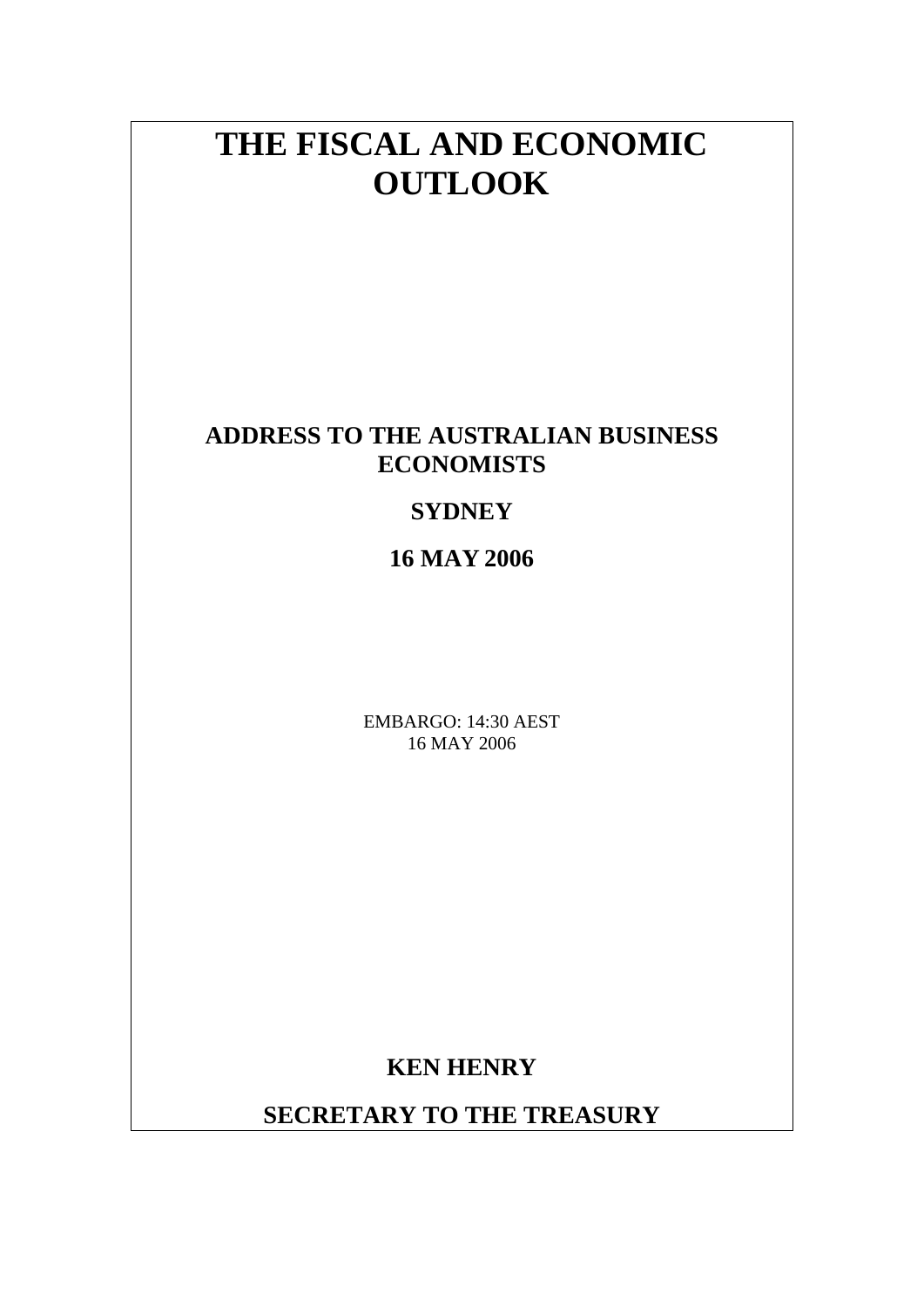# THE FISCAL AND ECONOMIC OUTLOOK

## ADDRESS TO THE AUSTRALIAN BUSINESS ECONOMISTS

## SYDNEY

## 16 MAY 2006

EMBARGO: 14:30 AEST
16 MAY 2006

**KEN HENRY**

**SECRETARY TO THE TREASURY**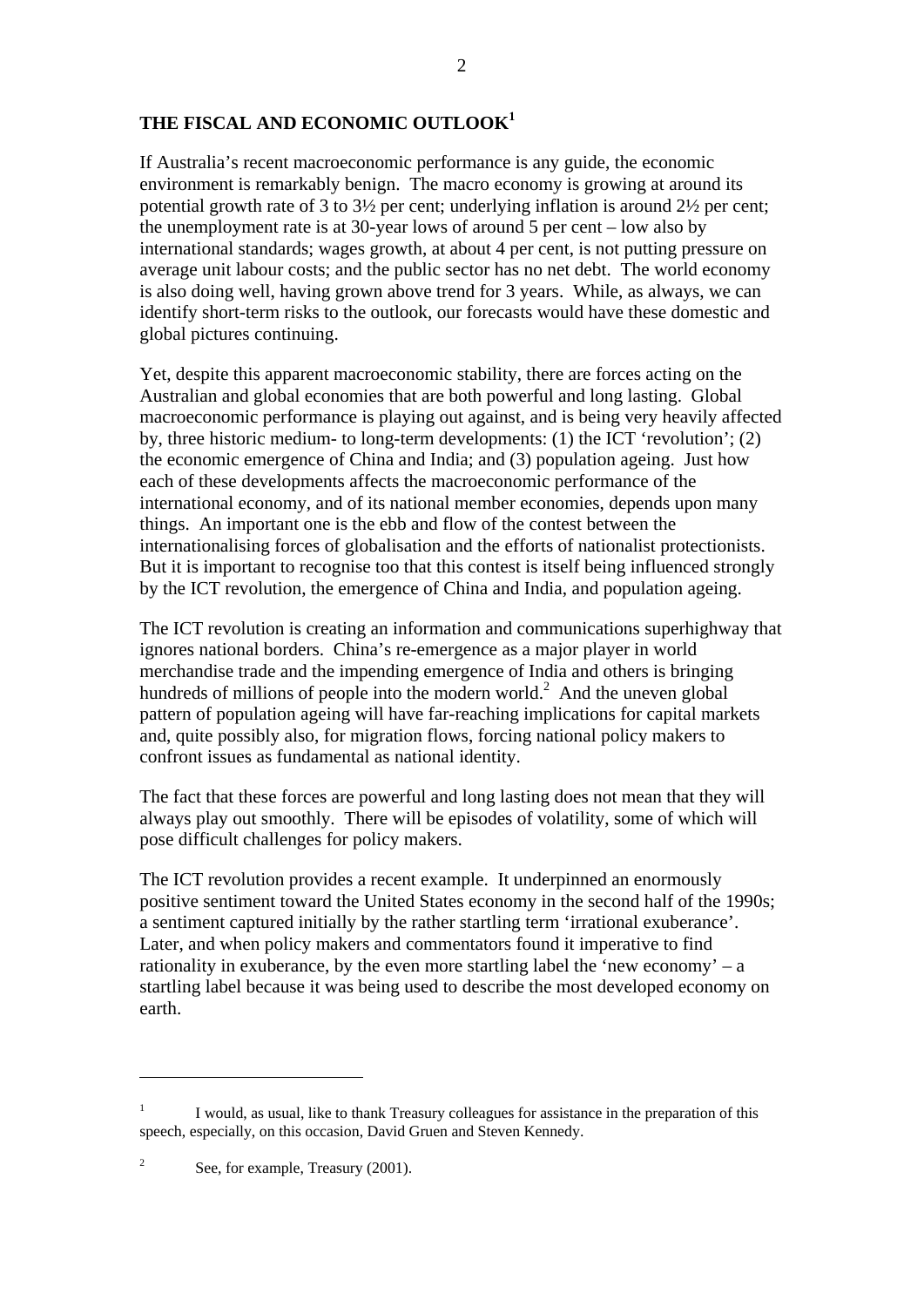## THE FISCAL AND ECONOMIC OUTLOOK[1]

If Australia's recent macroeconomic performance is any guide, the economic environment is remarkably benign. The macro economy is growing at around its potential growth rate of 3 to 3½ per cent; underlying inflation is around 2½ per cent; the unemployment rate is at 30-year lows of around 5 per cent – low also by international standards; wages growth, at about 4 per cent, is not putting pressure on average unit labour costs; and the public sector has no net debt. The world economy is also doing well, having grown above trend for 3 years. While, as always, we can identify short-term risks to the outlook, our forecasts would have these domestic and global pictures continuing.

Yet, despite this apparent macroeconomic stability, there are forces acting on the Australian and global economies that are both powerful and long lasting. Global macroeconomic performance is playing out against, and is being very heavily affected by, three historic medium- to long-term developments: (1) the ICT 'revolution'; (2) the economic emergence of China and India; and (3) population ageing. Just how each of these developments affects the macroeconomic performance of the international economy, and of its national member economies, depends upon many things. An important one is the ebb and flow of the contest between the internationalising forces of globalisation and the efforts of nationalist protectionists. But it is important to recognise too that this contest is itself being influenced strongly by the ICT revolution, the emergence of China and India, and population ageing.

The ICT revolution is creating an information and communications superhighway that ignores national borders. China's re-emergence as a major player in world merchandise trade and the impending emergence of India and others is bringing hundreds of millions of people into the modern world.[2] And the uneven global pattern of population ageing will have far-reaching implications for capital markets and, quite possibly also, for migration flows, forcing national policy makers to confront issues as fundamental as national identity.

The fact that these forces are powerful and long lasting does not mean that they will always play out smoothly. There will be episodes of volatility, some of which will pose difficult challenges for policy makers.

The ICT revolution provides a recent example. It underpinned an enormously positive sentiment toward the United States economy in the second half of the 1990s; a sentiment captured initially by the rather startling term 'irrational exuberance'. Later, and when policy makers and commentators found it imperative to find rationality in exuberance, by the even more startling label the 'new economy' – a startling label because it was being used to describe the most developed economy on earth.

---

[1] I would, as usual, like to thank Treasury colleagues for assistance in the preparation of this speech, especially, on this occasion, David Gruen and Steven Kennedy.

[2] See, for example, Treasury (2001).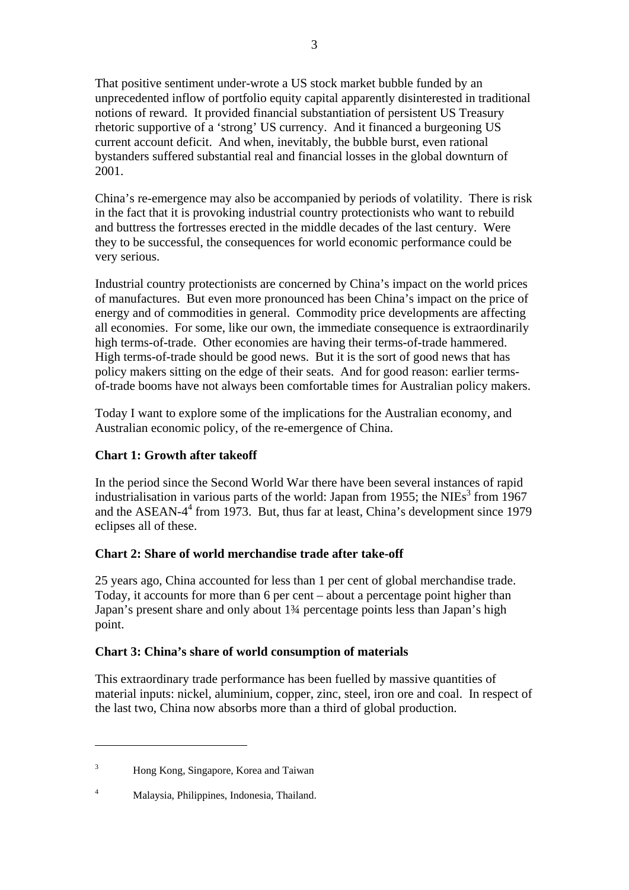That positive sentiment under-wrote a US stock market bubble funded by an unprecedented inflow of portfolio equity capital apparently disinterested in traditional notions of reward. It provided financial substantiation of persistent US Treasury rhetoric supportive of a 'strong' US currency. And it financed a burgeoning US current account deficit. And when, inevitably, the bubble burst, even rational bystanders suffered substantial real and financial losses in the global downturn of 2001.

China's re-emergence may also be accompanied by periods of volatility. There is risk in the fact that it is provoking industrial country protectionists who want to rebuild and buttress the fortresses erected in the middle decades of the last century. Were they to be successful, the consequences for world economic performance could be very serious.

Industrial country protectionists are concerned by China's impact on the world prices of manufactures. But even more pronounced has been China's impact on the price of energy and of commodities in general. Commodity price developments are affecting all economies. For some, like our own, the immediate consequence is extraordinarily high terms-of-trade. Other economies are having their terms-of-trade hammered. High terms-of-trade should be good news. But it is the sort of good news that has policy makers sitting on the edge of their seats. And for good reason: earlier terms-of-trade booms have not always been comfortable times for Australian policy makers.

Today I want to explore some of the implications for the Australian economy, and Australian economic policy, of the re-emergence of China.

**Chart 1: Growth after takeoff**

In the period since the Second World War there have been several instances of rapid industrialisation in various parts of the world: Japan from 1955; the NIEs[3] from 1967 and the ASEAN-4[4] from 1973. But, thus far at least, China's development since 1979 eclipses all of these.

**Chart 2: Share of world merchandise trade after take-off**

25 years ago, China accounted for less than 1 per cent of global merchandise trade. Today, it accounts for more than 6 per cent – about a percentage point higher than Japan's present share and only about 1¾ percentage points less than Japan's high point.

**Chart 3: China's share of world consumption of materials**

This extraordinary trade performance has been fuelled by massive quantities of material inputs: nickel, aluminium, copper, zinc, steel, iron ore and coal. In respect of the last two, China now absorbs more than a third of global production.

---

[3] Hong Kong, Singapore, Korea and Taiwan

[4] Malaysia, Philippines, Indonesia, Thailand.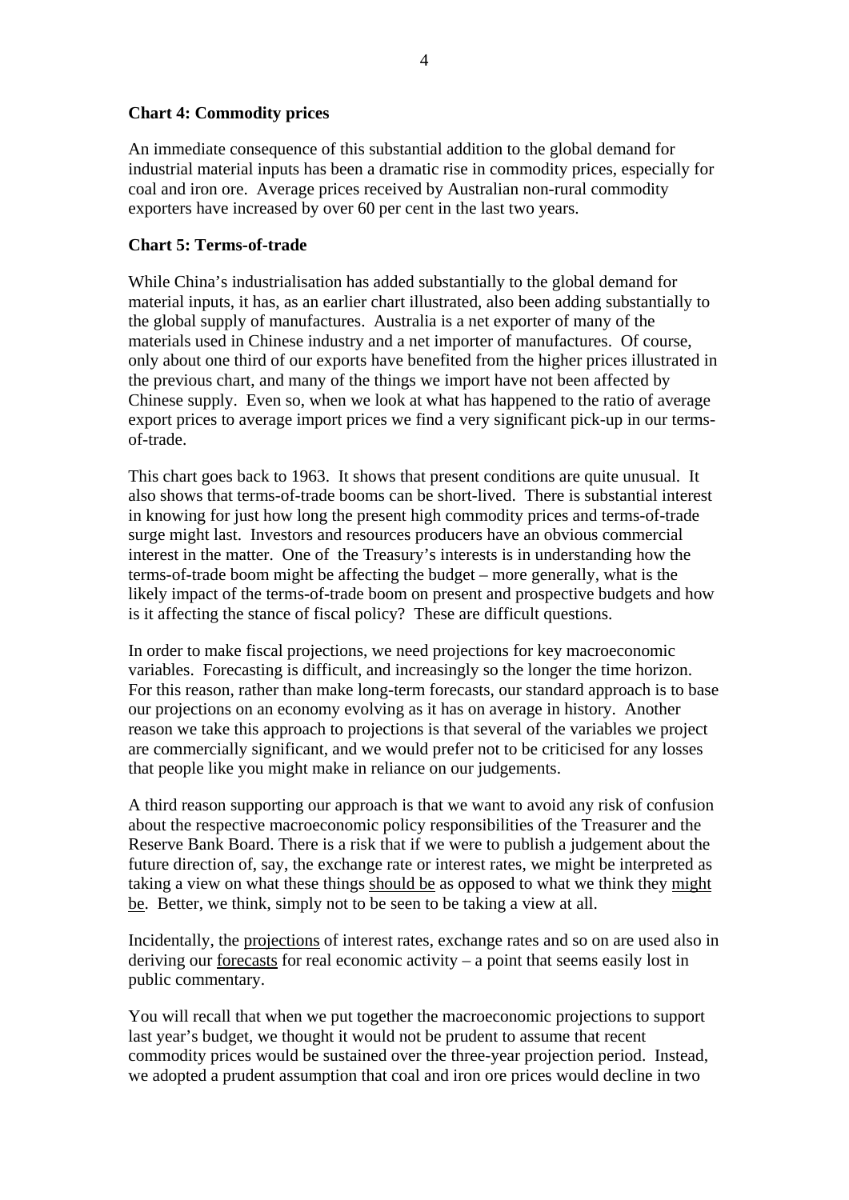**Chart 4: Commodity prices**

An immediate consequence of this substantial addition to the global demand for industrial material inputs has been a dramatic rise in commodity prices, especially for coal and iron ore. Average prices received by Australian non-rural commodity exporters have increased by over 60 per cent in the last two years.

**Chart 5: Terms-of-trade**

While China's industrialisation has added substantially to the global demand for material inputs, it has, as an earlier chart illustrated, also been adding substantially to the global supply of manufactures. Australia is a net exporter of many of the materials used in Chinese industry and a net importer of manufactures. Of course, only about one third of our exports have benefited from the higher prices illustrated in the previous chart, and many of the things we import have not been affected by Chinese supply. Even so, when we look at what has happened to the ratio of average export prices to average import prices we find a very significant pick-up in our terms-of-trade.

This chart goes back to 1963. It shows that present conditions are quite unusual. It also shows that terms-of-trade booms can be short-lived. There is substantial interest in knowing for just how long the present high commodity prices and terms-of-trade surge might last. Investors and resources producers have an obvious commercial interest in the matter. One of the Treasury's interests is in understanding how the terms-of-trade boom might be affecting the budget – more generally, what is the likely impact of the terms-of-trade boom on present and prospective budgets and how is it affecting the stance of fiscal policy? These are difficult questions.

In order to make fiscal projections, we need projections for key macroeconomic variables. Forecasting is difficult, and increasingly so the longer the time horizon. For this reason, rather than make long-term forecasts, our standard approach is to base our projections on an economy evolving as it has on average in history. Another reason we take this approach to projections is that several of the variables we project are commercially significant, and we would prefer not to be criticised for any losses that people like you might make in reliance on our judgements.

A third reason supporting our approach is that we want to avoid any risk of confusion about the respective macroeconomic policy responsibilities of the Treasurer and the Reserve Bank Board. There is a risk that if we were to publish a judgement about the future direction of, say, the exchange rate or interest rates, we might be interpreted as taking a view on what these things <u>should be</u> as opposed to what we think they <u>might be</u>. Better, we think, simply not to be seen to be taking a view at all.

Incidentally, the <u>projections</u> of interest rates, exchange rates and so on are used also in deriving our <u>forecasts</u> for real economic activity – a point that seems easily lost in public commentary.

You will recall that when we put together the macroeconomic projections to support last year's budget, we thought it would not be prudent to assume that recent commodity prices would be sustained over the three-year projection period. Instead, we adopted a prudent assumption that coal and iron ore prices would decline in two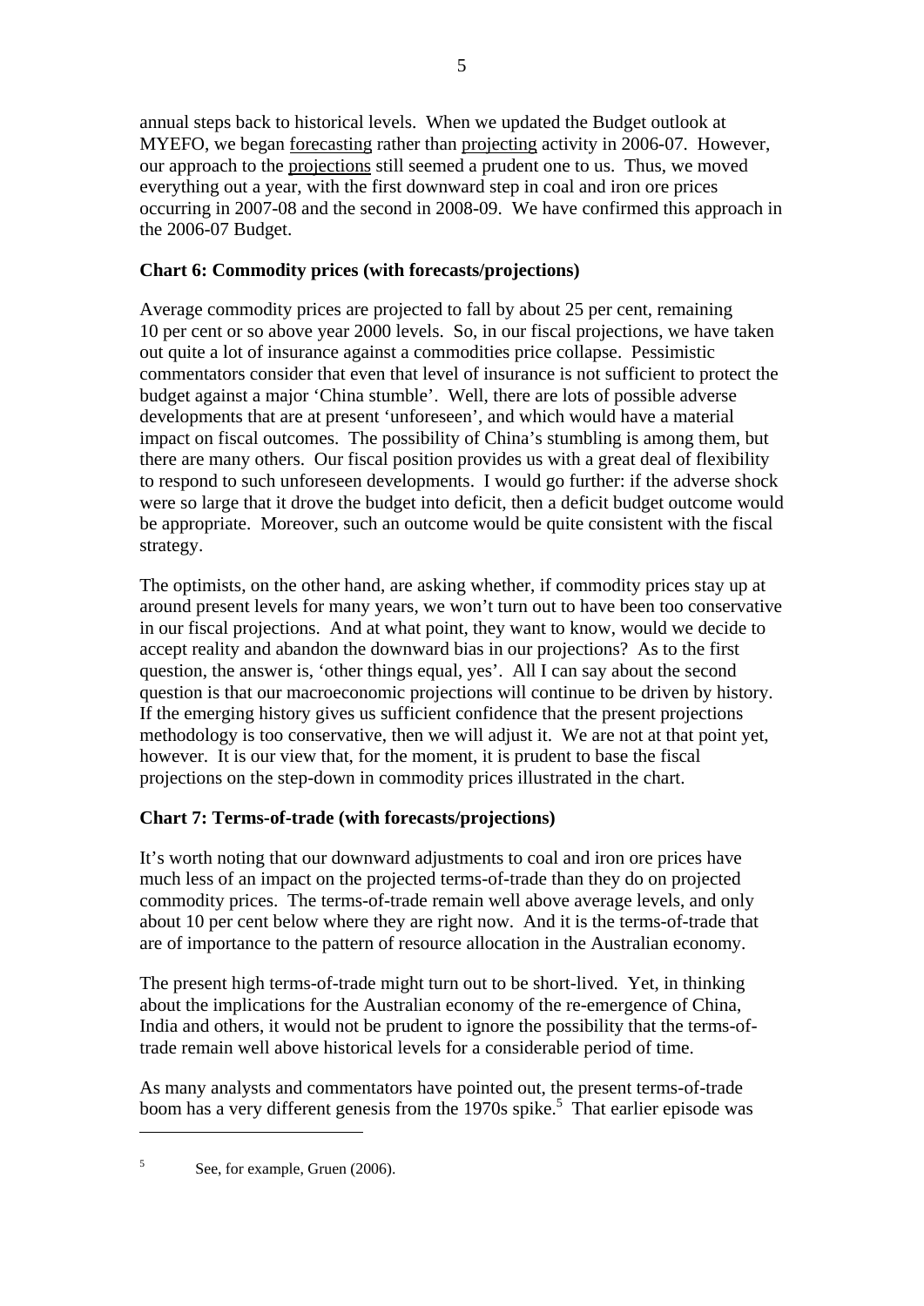annual steps back to historical levels. When we updated the Budget outlook at MYEFO, we began forecasting rather than projecting activity in 2006-07. However, our approach to the projections still seemed a prudent one to us. Thus, we moved everything out a year, with the first downward step in coal and iron ore prices occurring in 2007-08 and the second in 2008-09. We have confirmed this approach in the 2006-07 Budget.

**Chart 6: Commodity prices (with forecasts/projections)**

Average commodity prices are projected to fall by about 25 per cent, remaining 10 per cent or so above year 2000 levels. So, in our fiscal projections, we have taken out quite a lot of insurance against a commodities price collapse. Pessimistic commentators consider that even that level of insurance is not sufficient to protect the budget against a major 'China stumble'. Well, there are lots of possible adverse developments that are at present 'unforeseen', and which would have a material impact on fiscal outcomes. The possibility of China's stumbling is among them, but there are many others. Our fiscal position provides us with a great deal of flexibility to respond to such unforeseen developments. I would go further: if the adverse shock were so large that it drove the budget into deficit, then a deficit budget outcome would be appropriate. Moreover, such an outcome would be quite consistent with the fiscal strategy.

The optimists, on the other hand, are asking whether, if commodity prices stay up at around present levels for many years, we won't turn out to have been too conservative in our fiscal projections. And at what point, they want to know, would we decide to accept reality and abandon the downward bias in our projections? As to the first question, the answer is, 'other things equal, yes'. All I can say about the second question is that our macroeconomic projections will continue to be driven by history. If the emerging history gives us sufficient confidence that the present projections methodology is too conservative, then we will adjust it. We are not at that point yet, however. It is our view that, for the moment, it is prudent to base the fiscal projections on the step-down in commodity prices illustrated in the chart.

**Chart 7: Terms-of-trade (with forecasts/projections)**

It's worth noting that our downward adjustments to coal and iron ore prices have much less of an impact on the projected terms-of-trade than they do on projected commodity prices. The terms-of-trade remain well above average levels, and only about 10 per cent below where they are right now. And it is the terms-of-trade that are of importance to the pattern of resource allocation in the Australian economy.

The present high terms-of-trade might turn out to be short-lived. Yet, in thinking about the implications for the Australian economy of the re-emergence of China, India and others, it would not be prudent to ignore the possibility that the terms-of-trade remain well above historical levels for a considerable period of time.

As many analysts and commentators have pointed out, the present terms-of-trade boom has a very different genesis from the 1970s spike.[5] That earlier episode was

[5] See, for example, Gruen (2006).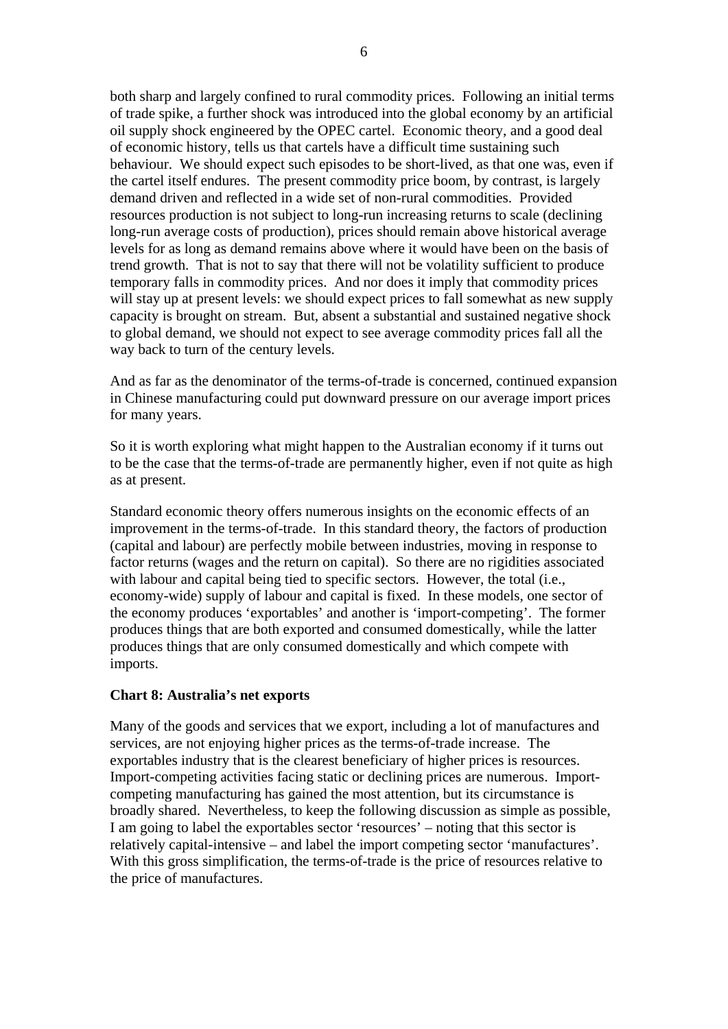both sharp and largely confined to rural commodity prices. Following an initial terms of trade spike, a further shock was introduced into the global economy by an artificial oil supply shock engineered by the OPEC cartel. Economic theory, and a good deal of economic history, tells us that cartels have a difficult time sustaining such behaviour. We should expect such episodes to be short-lived, as that one was, even if the cartel itself endures. The present commodity price boom, by contrast, is largely demand driven and reflected in a wide set of non-rural commodities. Provided resources production is not subject to long-run increasing returns to scale (declining long-run average costs of production), prices should remain above historical average levels for as long as demand remains above where it would have been on the basis of trend growth. That is not to say that there will not be volatility sufficient to produce temporary falls in commodity prices. And nor does it imply that commodity prices will stay up at present levels: we should expect prices to fall somewhat as new supply capacity is brought on stream. But, absent a substantial and sustained negative shock to global demand, we should not expect to see average commodity prices fall all the way back to turn of the century levels.

And as far as the denominator of the terms-of-trade is concerned, continued expansion in Chinese manufacturing could put downward pressure on our average import prices for many years.

So it is worth exploring what might happen to the Australian economy if it turns out to be the case that the terms-of-trade are permanently higher, even if not quite as high as at present.

Standard economic theory offers numerous insights on the economic effects of an improvement in the terms-of-trade. In this standard theory, the factors of production (capital and labour) are perfectly mobile between industries, moving in response to factor returns (wages and the return on capital). So there are no rigidities associated with labour and capital being tied to specific sectors. However, the total (i.e., economy-wide) supply of labour and capital is fixed. In these models, one sector of the economy produces 'exportables' and another is 'import-competing'. The former produces things that are both exported and consumed domestically, while the latter produces things that are only consumed domestically and which compete with imports.

**Chart 8: Australia's net exports**

Many of the goods and services that we export, including a lot of manufactures and services, are not enjoying higher prices as the terms-of-trade increase. The exportables industry that is the clearest beneficiary of higher prices is resources. Import-competing activities facing static or declining prices are numerous. Import-competing manufacturing has gained the most attention, but its circumstance is broadly shared. Nevertheless, to keep the following discussion as simple as possible, I am going to label the exportables sector 'resources' – noting that this sector is relatively capital-intensive – and label the import competing sector 'manufactures'. With this gross simplification, the terms-of-trade is the price of resources relative to the price of manufactures.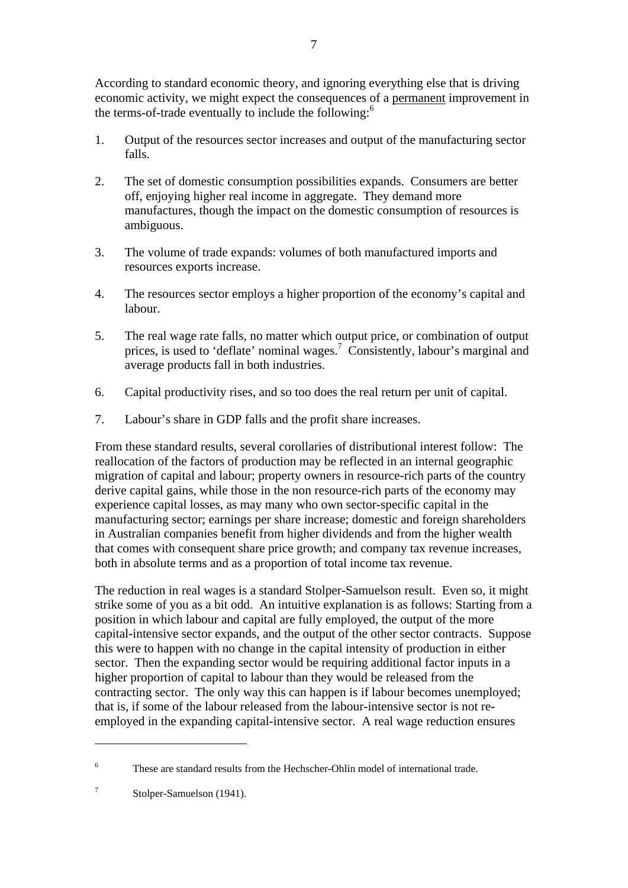According to standard economic theory, and ignoring everything else that is driving economic activity, we might expect the consequences of a permanent improvement in the terms-of-trade eventually to include the following:[6]

1. Output of the resources sector increases and output of the manufacturing sector falls.

2. The set of domestic consumption possibilities expands. Consumers are better off, enjoying higher real income in aggregate. They demand more manufactures, though the impact on the domestic consumption of resources is ambiguous.

3. The volume of trade expands: volumes of both manufactured imports and resources exports increase.

4. The resources sector employs a higher proportion of the economy's capital and labour.

5. The real wage rate falls, no matter which output price, or combination of output prices, is used to 'deflate' nominal wages.[7] Consistently, labour's marginal and average products fall in both industries.

6. Capital productivity rises, and so too does the real return per unit of capital.

7. Labour's share in GDP falls and the profit share increases.

From these standard results, several corollaries of distributional interest follow: The reallocation of the factors of production may be reflected in an internal geographic migration of capital and labour; property owners in resource-rich parts of the country derive capital gains, while those in the non resource-rich parts of the economy may experience capital losses, as may many who own sector-specific capital in the manufacturing sector; earnings per share increase; domestic and foreign shareholders in Australian companies benefit from higher dividends and from the higher wealth that comes with consequent share price growth; and company tax revenue increases, both in absolute terms and as a proportion of total income tax revenue.

The reduction in real wages is a standard Stolper-Samuelson result. Even so, it might strike some of you as a bit odd. An intuitive explanation is as follows: Starting from a position in which labour and capital are fully employed, the output of the more capital-intensive sector expands, and the output of the other sector contracts. Suppose this were to happen with no change in the capital intensity of production in either sector. Then the expanding sector would be requiring additional factor inputs in a higher proportion of capital to labour than they would be released from the contracting sector. The only way this can happen is if labour becomes unemployed; that is, if some of the labour released from the labour-intensive sector is not re-employed in the expanding capital-intensive sector. A real wage reduction ensures

---

[6] These are standard results from the Hechscher-Ohlin model of international trade.

[7] Stolper-Samuelson (1941).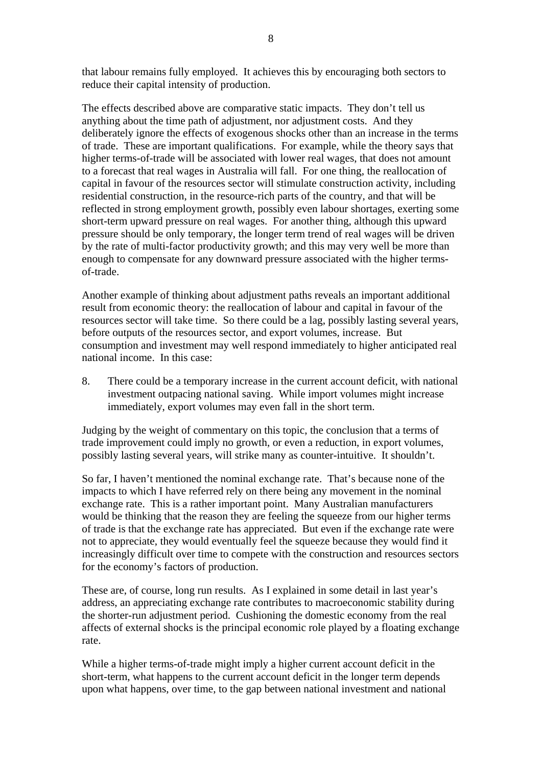that labour remains fully employed. It achieves this by encouraging both sectors to reduce their capital intensity of production.

The effects described above are comparative static impacts. They don't tell us anything about the time path of adjustment, nor adjustment costs. And they deliberately ignore the effects of exogenous shocks other than an increase in the terms of trade. These are important qualifications. For example, while the theory says that higher terms-of-trade will be associated with lower real wages, that does not amount to a forecast that real wages in Australia will fall. For one thing, the reallocation of capital in favour of the resources sector will stimulate construction activity, including residential construction, in the resource-rich parts of the country, and that will be reflected in strong employment growth, possibly even labour shortages, exerting some short-term upward pressure on real wages. For another thing, although this upward pressure should be only temporary, the longer term trend of real wages will be driven by the rate of multi-factor productivity growth; and this may very well be more than enough to compensate for any downward pressure associated with the higher terms-of-trade.

Another example of thinking about adjustment paths reveals an important additional result from economic theory: the reallocation of labour and capital in favour of the resources sector will take time. So there could be a lag, possibly lasting several years, before outputs of the resources sector, and export volumes, increase. But consumption and investment may well respond immediately to higher anticipated real national income. In this case:

8. There could be a temporary increase in the current account deficit, with national investment outpacing national saving. While import volumes might increase immediately, export volumes may even fall in the short term.

Judging by the weight of commentary on this topic, the conclusion that a terms of trade improvement could imply no growth, or even a reduction, in export volumes, possibly lasting several years, will strike many as counter-intuitive. It shouldn't.

So far, I haven't mentioned the nominal exchange rate. That's because none of the impacts to which I have referred rely on there being any movement in the nominal exchange rate. This is a rather important point. Many Australian manufacturers would be thinking that the reason they are feeling the squeeze from our higher terms of trade is that the exchange rate has appreciated. But even if the exchange rate were not to appreciate, they would eventually feel the squeeze because they would find it increasingly difficult over time to compete with the construction and resources sectors for the economy's factors of production.

These are, of course, long run results. As I explained in some detail in last year's address, an appreciating exchange rate contributes to macroeconomic stability during the shorter-run adjustment period. Cushioning the domestic economy from the real affects of external shocks is the principal economic role played by a floating exchange rate.

While a higher terms-of-trade might imply a higher current account deficit in the short-term, what happens to the current account deficit in the longer term depends upon what happens, over time, to the gap between national investment and national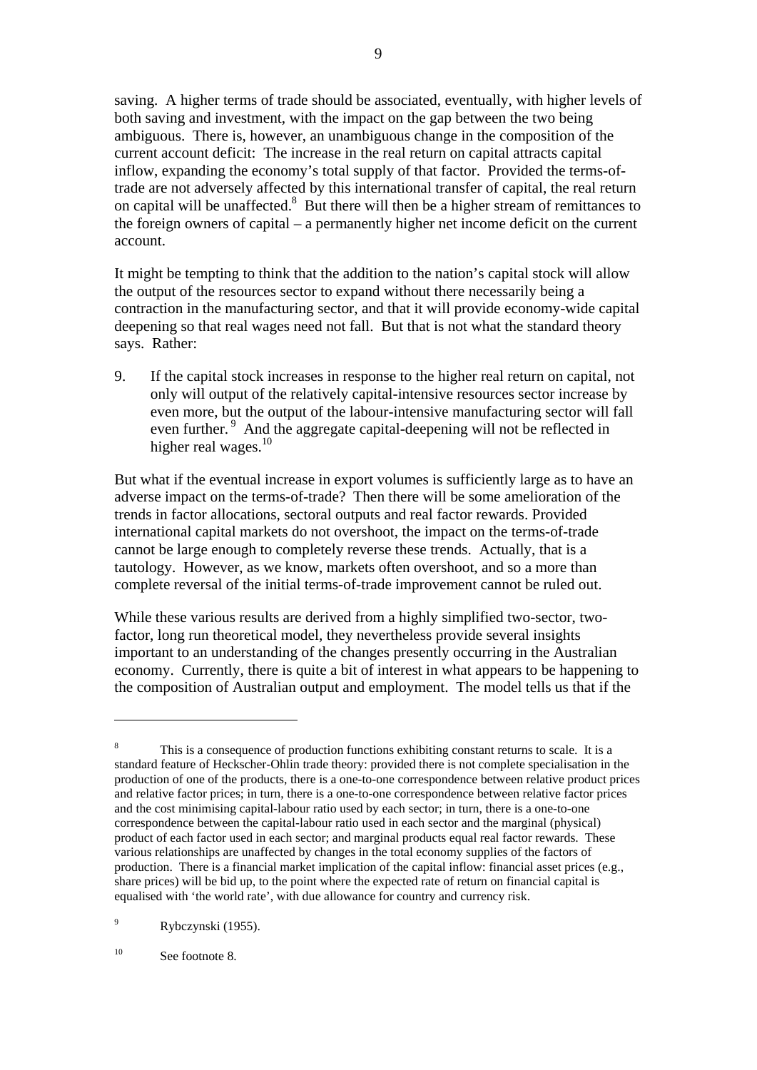saving. A higher terms of trade should be associated, eventually, with higher levels of both saving and investment, with the impact on the gap between the two being ambiguous. There is, however, an unambiguous change in the composition of the current account deficit: The increase in the real return on capital attracts capital inflow, expanding the economy's total supply of that factor. Provided the terms-of-trade are not adversely affected by this international transfer of capital, the real return on capital will be unaffected.[8] But there will then be a higher stream of remittances to the foreign owners of capital – a permanently higher net income deficit on the current account.

It might be tempting to think that the addition to the nation's capital stock will allow the output of the resources sector to expand without there necessarily being a contraction in the manufacturing sector, and that it will provide economy-wide capital deepening so that real wages need not fall. But that is not what the standard theory says. Rather:

9. If the capital stock increases in response to the higher real return on capital, not only will output of the relatively capital-intensive resources sector increase by even more, but the output of the labour-intensive manufacturing sector will fall even further.[9] And the aggregate capital-deepening will not be reflected in higher real wages.[10]

But what if the eventual increase in export volumes is sufficiently large as to have an adverse impact on the terms-of-trade? Then there will be some amelioration of the trends in factor allocations, sectoral outputs and real factor rewards. Provided international capital markets do not overshoot, the impact on the terms-of-trade cannot be large enough to completely reverse these trends. Actually, that is a tautology. However, as we know, markets often overshoot, and so a more than complete reversal of the initial terms-of-trade improvement cannot be ruled out.

While these various results are derived from a highly simplified two-sector, two-factor, long run theoretical model, they nevertheless provide several insights important to an understanding of the changes presently occurring in the Australian economy. Currently, there is quite a bit of interest in what appears to be happening to the composition of Australian output and employment. The model tells us that if the

---

[8] This is a consequence of production functions exhibiting constant returns to scale. It is a standard feature of Heckscher-Ohlin trade theory: provided there is not complete specialisation in the production of one of the products, there is a one-to-one correspondence between relative product prices and relative factor prices; in turn, there is a one-to-one correspondence between relative factor prices and the cost minimising capital-labour ratio used by each sector; in turn, there is a one-to-one correspondence between the capital-labour ratio used in each sector and the marginal (physical) product of each factor used in each sector; and marginal products equal real factor rewards. These various relationships are unaffected by changes in the total economy supplies of the factors of production. There is a financial market implication of the capital inflow: financial asset prices (e.g., share prices) will be bid up, to the point where the expected rate of return on financial capital is equalised with 'the world rate', with due allowance for country and currency risk.

[9] Rybczynski (1955).

[10] See footnote 8.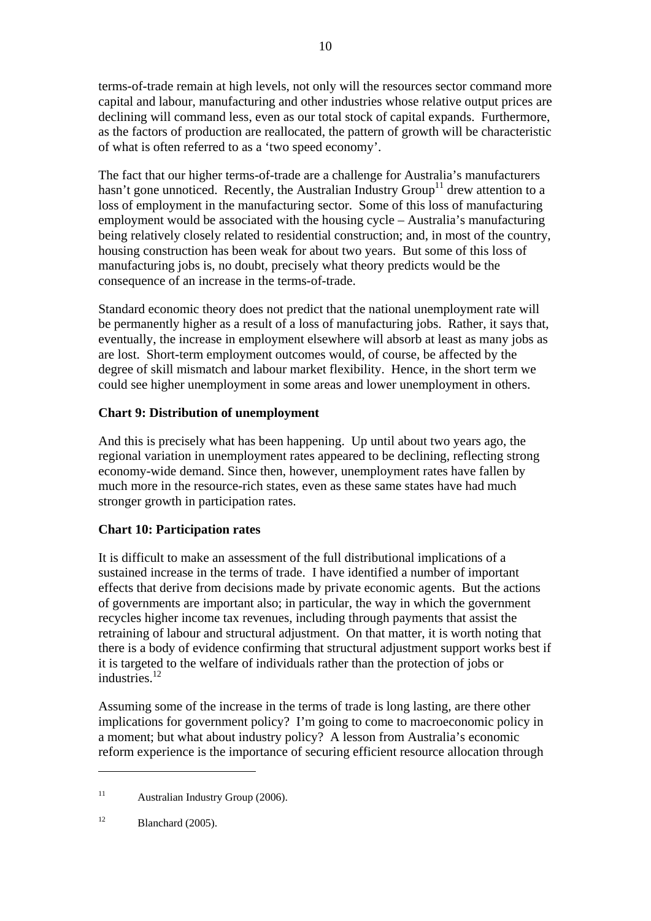terms-of-trade remain at high levels, not only will the resources sector command more capital and labour, manufacturing and other industries whose relative output prices are declining will command less, even as our total stock of capital expands. Furthermore, as the factors of production are reallocated, the pattern of growth will be characteristic of what is often referred to as a 'two speed economy'.

The fact that our higher terms-of-trade are a challenge for Australia's manufacturers hasn't gone unnoticed. Recently, the Australian Industry Group[11] drew attention to a loss of employment in the manufacturing sector. Some of this loss of manufacturing employment would be associated with the housing cycle – Australia's manufacturing being relatively closely related to residential construction; and, in most of the country, housing construction has been weak for about two years. But some of this loss of manufacturing jobs is, no doubt, precisely what theory predicts would be the consequence of an increase in the terms-of-trade.

Standard economic theory does not predict that the national unemployment rate will be permanently higher as a result of a loss of manufacturing jobs. Rather, it says that, eventually, the increase in employment elsewhere will absorb at least as many jobs as are lost. Short-term employment outcomes would, of course, be affected by the degree of skill mismatch and labour market flexibility. Hence, in the short term we could see higher unemployment in some areas and lower unemployment in others.

**Chart 9: Distribution of unemployment**

And this is precisely what has been happening. Up until about two years ago, the regional variation in unemployment rates appeared to be declining, reflecting strong economy-wide demand. Since then, however, unemployment rates have fallen by much more in the resource-rich states, even as these same states have had much stronger growth in participation rates.

**Chart 10: Participation rates**

It is difficult to make an assessment of the full distributional implications of a sustained increase in the terms of trade. I have identified a number of important effects that derive from decisions made by private economic agents. But the actions of governments are important also; in particular, the way in which the government recycles higher income tax revenues, including through payments that assist the retraining of labour and structural adjustment. On that matter, it is worth noting that there is a body of evidence confirming that structural adjustment support works best if it is targeted to the welfare of individuals rather than the protection of jobs or industries.[12]

Assuming some of the increase in the terms of trade is long lasting, are there other implications for government policy? I'm going to come to macroeconomic policy in a moment; but what about industry policy? A lesson from Australia's economic reform experience is the importance of securing efficient resource allocation through

---

[11] Australian Industry Group (2006).

[12] Blanchard (2005).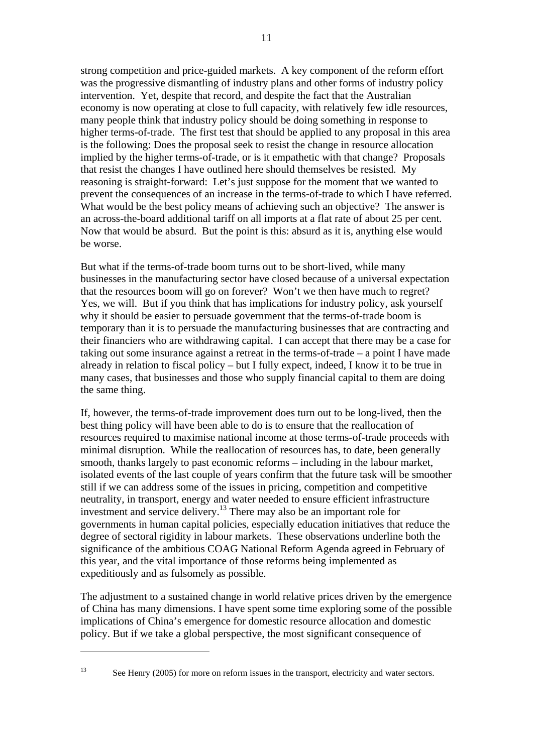strong competition and price-guided markets. A key component of the reform effort was the progressive dismantling of industry plans and other forms of industry policy intervention. Yet, despite that record, and despite the fact that the Australian economy is now operating at close to full capacity, with relatively few idle resources, many people think that industry policy should be doing something in response to higher terms-of-trade. The first test that should be applied to any proposal in this area is the following: Does the proposal seek to resist the change in resource allocation implied by the higher terms-of-trade, or is it empathetic with that change? Proposals that resist the changes I have outlined here should themselves be resisted. My reasoning is straight-forward: Let's just suppose for the moment that we wanted to prevent the consequences of an increase in the terms-of-trade to which I have referred. What would be the best policy means of achieving such an objective? The answer is an across-the-board additional tariff on all imports at a flat rate of about 25 per cent. Now that would be absurd. But the point is this: absurd as it is, anything else would be worse.

But what if the terms-of-trade boom turns out to be short-lived, while many businesses in the manufacturing sector have closed because of a universal expectation that the resources boom will go on forever? Won't we then have much to regret? Yes, we will. But if you think that has implications for industry policy, ask yourself why it should be easier to persuade government that the terms-of-trade boom is temporary than it is to persuade the manufacturing businesses that are contracting and their financiers who are withdrawing capital. I can accept that there may be a case for taking out some insurance against a retreat in the terms-of-trade – a point I have made already in relation to fiscal policy – but I fully expect, indeed, I know it to be true in many cases, that businesses and those who supply financial capital to them are doing the same thing.

If, however, the terms-of-trade improvement does turn out to be long-lived, then the best thing policy will have been able to do is to ensure that the reallocation of resources required to maximise national income at those terms-of-trade proceeds with minimal disruption. While the reallocation of resources has, to date, been generally smooth, thanks largely to past economic reforms – including in the labour market, isolated events of the last couple of years confirm that the future task will be smoother still if we can address some of the issues in pricing, competition and competitive neutrality, in transport, energy and water needed to ensure efficient infrastructure investment and service delivery.[13] There may also be an important role for governments in human capital policies, especially education initiatives that reduce the degree of sectoral rigidity in labour markets. These observations underline both the significance of the ambitious COAG National Reform Agenda agreed in February of this year, and the vital importance of those reforms being implemented as expeditiously and as fulsomely as possible.

The adjustment to a sustained change in world relative prices driven by the emergence of China has many dimensions. I have spent some time exploring some of the possible implications of China's emergence for domestic resource allocation and domestic policy. But if we take a global perspective, the most significant consequence of

---

[13] See Henry (2005) for more on reform issues in the transport, electricity and water sectors.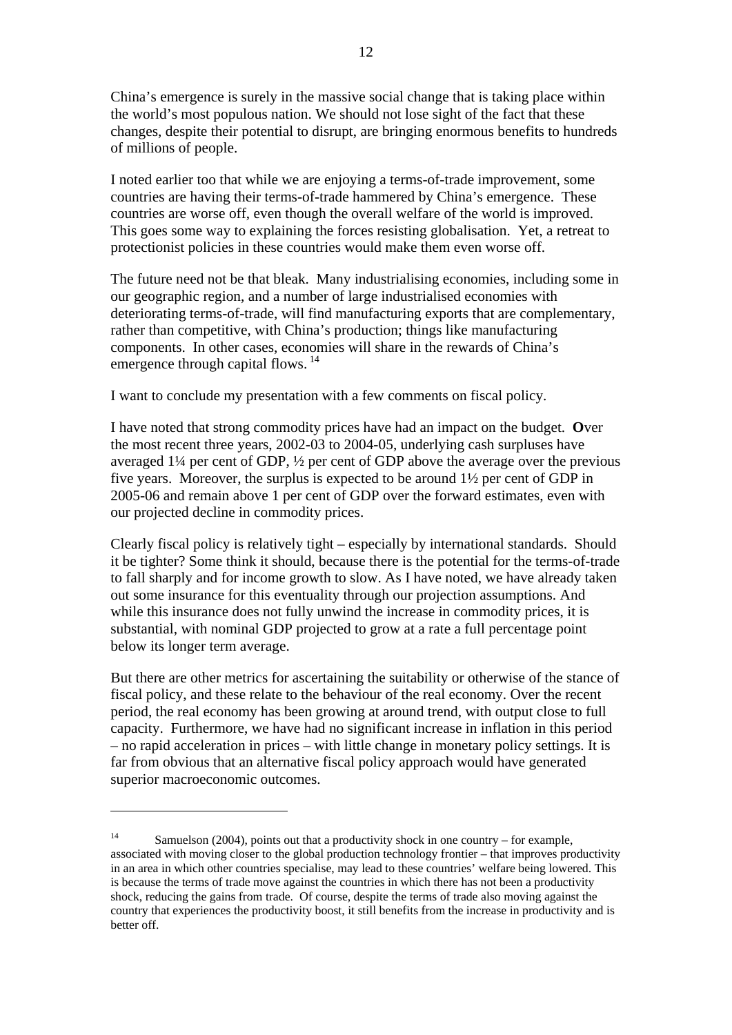China's emergence is surely in the massive social change that is taking place within the world's most populous nation. We should not lose sight of the fact that these changes, despite their potential to disrupt, are bringing enormous benefits to hundreds of millions of people.

I noted earlier too that while we are enjoying a terms-of-trade improvement, some countries are having their terms-of-trade hammered by China's emergence. These countries are worse off, even though the overall welfare of the world is improved. This goes some way to explaining the forces resisting globalisation. Yet, a retreat to protectionist policies in these countries would make them even worse off.

The future need not be that bleak. Many industrialising economies, including some in our geographic region, and a number of large industrialised economies with deteriorating terms-of-trade, will find manufacturing exports that are complementary, rather than competitive, with China's production; things like manufacturing components. In other cases, economies will share in the rewards of China's emergence through capital flows. [14]

I want to conclude my presentation with a few comments on fiscal policy.

I have noted that strong commodity prices have had an impact on the budget. **O**ver the most recent three years, 2002-03 to 2004-05, underlying cash surpluses have averaged 1¼ per cent of GDP, ½ per cent of GDP above the average over the previous five years. Moreover, the surplus is expected to be around 1½ per cent of GDP in 2005-06 and remain above 1 per cent of GDP over the forward estimates, even with our projected decline in commodity prices.

Clearly fiscal policy is relatively tight – especially by international standards. Should it be tighter? Some think it should, because there is the potential for the terms-of-trade to fall sharply and for income growth to slow. As I have noted, we have already taken out some insurance for this eventuality through our projection assumptions. And while this insurance does not fully unwind the increase in commodity prices, it is substantial, with nominal GDP projected to grow at a rate a full percentage point below its longer term average.

But there are other metrics for ascertaining the suitability or otherwise of the stance of fiscal policy, and these relate to the behaviour of the real economy. Over the recent period, the real economy has been growing at around trend, with output close to full capacity. Furthermore, we have had no significant increase in inflation in this period – no rapid acceleration in prices – with little change in monetary policy settings. It is far from obvious that an alternative fiscal policy approach would have generated superior macroeconomic outcomes.

---

[14] Samuelson (2004), points out that a productivity shock in one country – for example, associated with moving closer to the global production technology frontier – that improves productivity in an area in which other countries specialise, may lead to these countries' welfare being lowered. This is because the terms of trade move against the countries in which there has not been a productivity shock, reducing the gains from trade. Of course, despite the terms of trade also moving against the country that experiences the productivity boost, it still benefits from the increase in productivity and is better off.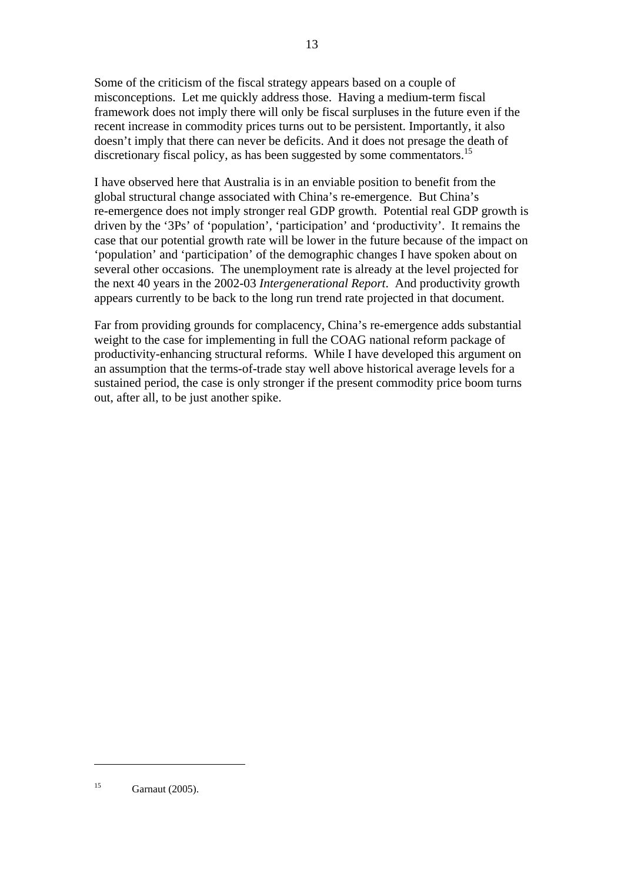Some of the criticism of the fiscal strategy appears based on a couple of misconceptions. Let me quickly address those. Having a medium-term fiscal framework does not imply there will only be fiscal surpluses in the future even if the recent increase in commodity prices turns out to be persistent. Importantly, it also doesn't imply that there can never be deficits. And it does not presage the death of discretionary fiscal policy, as has been suggested by some commentators.[15]

I have observed here that Australia is in an enviable position to benefit from the global structural change associated with China's re-emergence. But China's re-emergence does not imply stronger real GDP growth. Potential real GDP growth is driven by the '3Ps' of 'population', 'participation' and 'productivity'. It remains the case that our potential growth rate will be lower in the future because of the impact on 'population' and 'participation' of the demographic changes I have spoken about on several other occasions. The unemployment rate is already at the level projected for the next 40 years in the 2002-03 *Intergenerational Report*. And productivity growth appears currently to be back to the long run trend rate projected in that document.

Far from providing grounds for complacency, China's re-emergence adds substantial weight to the case for implementing in full the COAG national reform package of productivity-enhancing structural reforms. While I have developed this argument on an assumption that the terms-of-trade stay well above historical average levels for a sustained period, the case is only stronger if the present commodity price boom turns out, after all, to be just another spike.

---

[15] Garnaut (2005).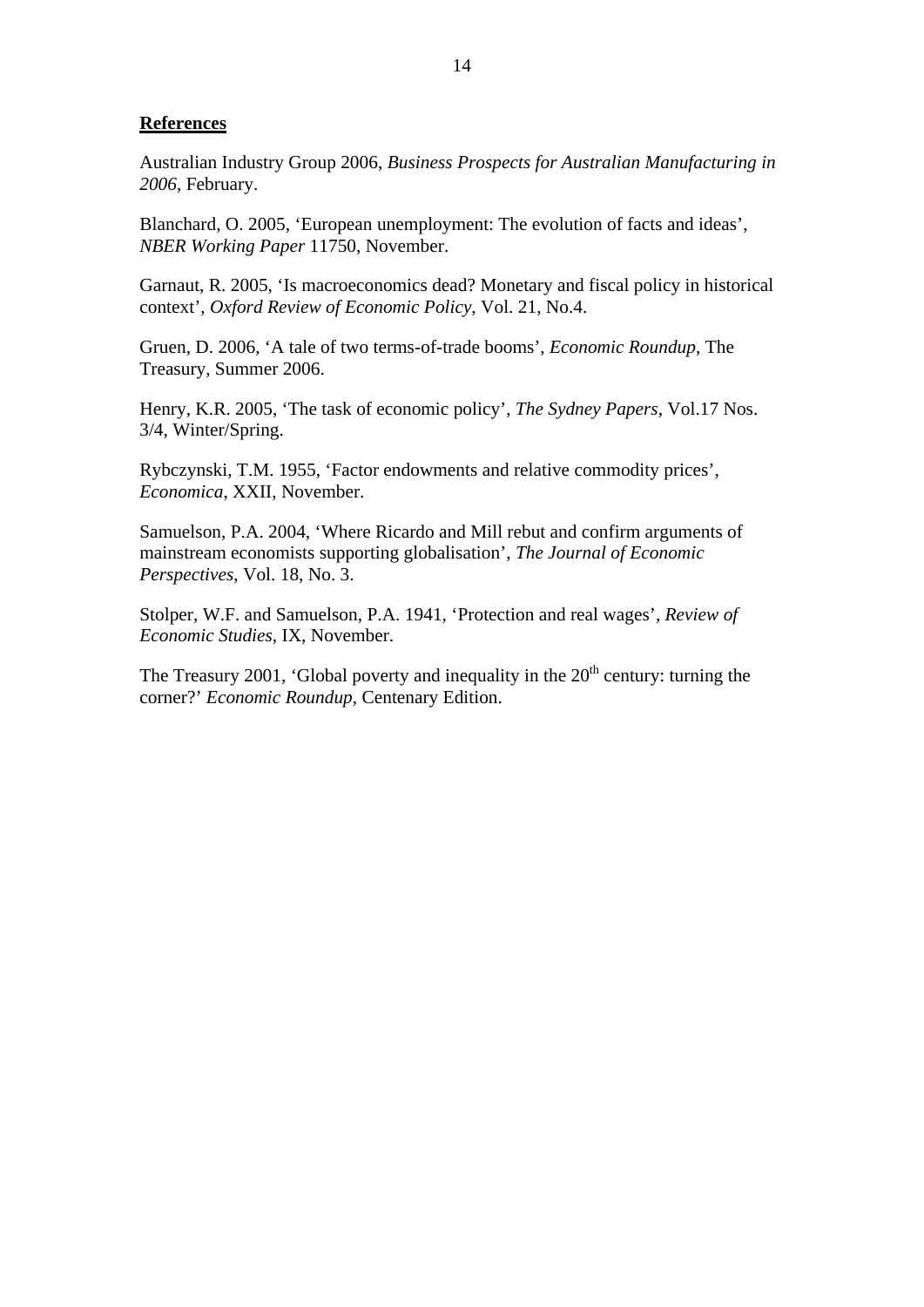**References**

Australian Industry Group 2006, *Business Prospects for Australian Manufacturing in 2006*, February.

Blanchard, O. 2005, 'European unemployment: The evolution of facts and ideas', *NBER Working Paper* 11750, November.

Garnaut, R. 2005, 'Is macroeconomics dead? Monetary and fiscal policy in historical context', *Oxford Review of Economic Policy*, Vol. 21, No.4.

Gruen, D. 2006, 'A tale of two terms-of-trade booms', *Economic Roundup*, The Treasury, Summer 2006.

Henry, K.R. 2005, 'The task of economic policy', *The Sydney Papers*, Vol.17 Nos. 3/4, Winter/Spring.

Rybczynski, T.M. 1955, 'Factor endowments and relative commodity prices', *Economica*, XXII, November.

Samuelson, P.A. 2004, 'Where Ricardo and Mill rebut and confirm arguments of mainstream economists supporting globalisation', *The Journal of Economic Perspectives*, Vol. 18, No. 3.

Stolper, W.F. and Samuelson, P.A. 1941, 'Protection and real wages', *Review of Economic Studies*, IX, November.

The Treasury 2001, 'Global poverty and inequality in the 20th century: turning the corner?' *Economic Roundup*, Centenary Edition.